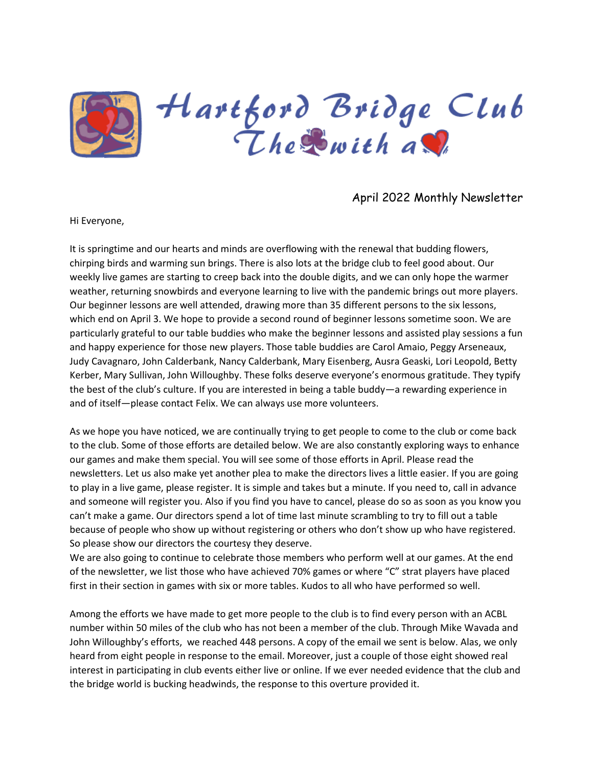# Hartford Bridge Club

The ♣ with a ♥

April 2022 Monthly Newsletter

Hi Everyone,

It is springtime and our hearts and minds are overflowing with the renewal that budding flowers, chirping birds and warming sun brings. There is also lots at the bridge club to feel good about. Our weekly live games are starting to creep back into the double digits, and we can only hope the warmer weather, returning snowbirds and everyone learning to live with the pandemic brings out more players. Our beginner lessons are well attended, drawing more than 35 different persons to the six lessons, which end on April 3. We hope to provide a second round of beginner lessons sometime soon. We are particularly grateful to our table buddies who make the beginner lessons and assisted play sessions a fun and happy experience for those new players. Those table buddies are Carol Amaio, Peggy Arseneaux, Judy Cavagnaro, John Calderbank, Nancy Calderbank, Mary Eisenberg, Ausra Geaski, Lori Leopold, Betty Kerber, Mary Sullivan, John Willoughby. These folks deserve everyone's enormous gratitude. They typify the best of the club's culture. If you are interested in being a table buddy—a rewarding experience in and of itself—please contact Felix. We can always use more volunteers.

As we hope you have noticed, we are continually trying to get people to come to the club or come back to the club. Some of those efforts are detailed below. We are also constantly exploring ways to enhance our games and make them special. You will see some of those efforts in April. Please read the newsletters. Let us also make yet another plea to make the directors lives a little easier. If you are going to play in a live game, please register. It is simple and takes but a minute. If you need to, call in advance and someone will register you. Also if you find you have to cancel, please do so as soon as you know you can't make a game. Our directors spend a lot of time last minute scrambling to try to fill out a table because of people who show up without registering or others who don't show up who have registered. So please show our directors the courtesy they deserve.

We are also going to continue to celebrate those members who perform well at our games. At the end of the newsletter, we list those who have achieved 70% games or where "C" strat players have placed first in their section in games with six or more tables. Kudos to all who have performed so well.

Among the efforts we have made to get more people to the club is to find every person with an ACBL number within 50 miles of the club who has not been a member of the club. Through Mike Wavada and John Willoughby's efforts, we reached 448 persons. A copy of the email we sent is below. Alas, we only heard from eight people in response to the email. Moreover, just a couple of those eight showed real interest in participating in club events either live or online. If we ever needed evidence that the club and the bridge world is bucking headwinds, the response to this overture provided it.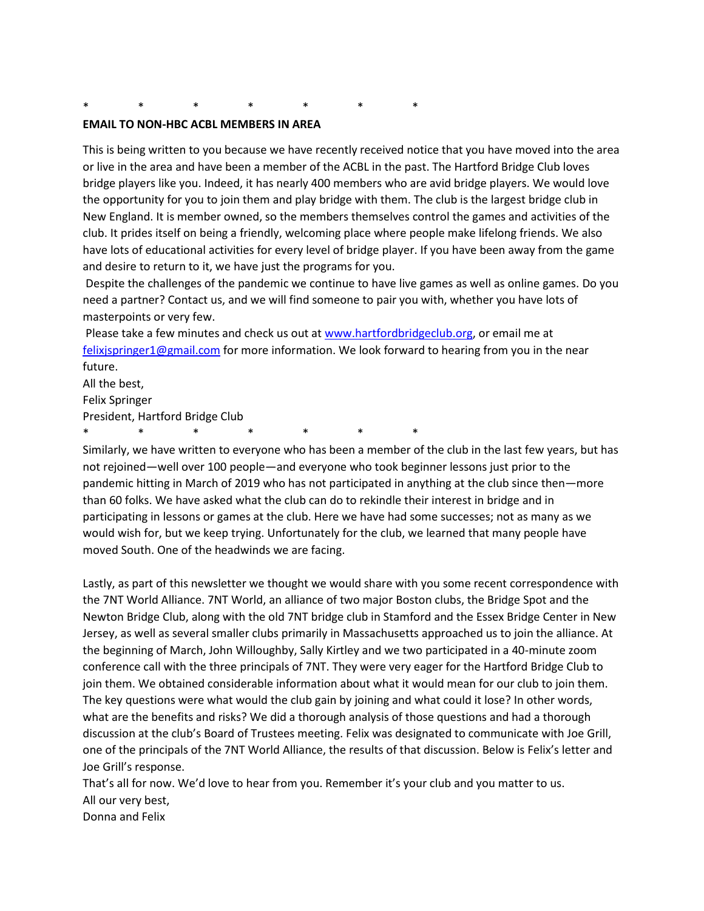\*          \*          \*          \*          \*          \*          \*

**EMAIL TO NON-HBC ACBL MEMBERS IN AREA**

This is being written to you because we have recently received notice that you have moved into the area or live in the area and have been a member of the ACBL in the past. The Hartford Bridge Club loves bridge players like you. Indeed, it has nearly 400 members who are avid bridge players. We would love the opportunity for you to join them and play bridge with them. The club is the largest bridge club in New England. It is member owned, so the members themselves control the games and activities of the club. It prides itself on being a friendly, welcoming place where people make lifelong friends. We also have lots of educational activities for every level of bridge player. If you have been away from the game and desire to return to it, we have just the programs for you.

Despite the challenges of the pandemic we continue to have live games as well as online games. Do you need a partner? Contact us, and we will find someone to pair you with, whether you have lots of masterpoints or very few.

Please take a few minutes and check us out at [www.hartfordbridgeclub.org](http://www.hartfordbridgeclub.org), or email me at [felixjspringer1@gmail.com](mailto:felixjspringer1@gmail.com) for more information. We look forward to hearing from you in the near future.

All the best,
Felix Springer
President, Hartford Bridge Club

\*          \*          \*          \*          \*          \*          \*

Similarly, we have written to everyone who has been a member of the club in the last few years, but has not rejoined—well over 100 people—and everyone who took beginner lessons just prior to the pandemic hitting in March of 2019 who has not participated in anything at the club since then—more than 60 folks. We have asked what the club can do to rekindle their interest in bridge and in participating in lessons or games at the club. Here we have had some successes; not as many as we would wish for, but we keep trying. Unfortunately for the club, we learned that many people have moved South. One of the headwinds we are facing.

Lastly, as part of this newsletter we thought we would share with you some recent correspondence with the 7NT World Alliance. 7NT World, an alliance of two major Boston clubs, the Bridge Spot and the Newton Bridge Club, along with the old 7NT bridge club in Stamford and the Essex Bridge Center in New Jersey, as well as several smaller clubs primarily in Massachusetts approached us to join the alliance. At the beginning of March, John Willoughby, Sally Kirtley and we two participated in a 40-minute zoom conference call with the three principals of 7NT. They were very eager for the Hartford Bridge Club to join them. We obtained considerable information about what it would mean for our club to join them. The key questions were what would the club gain by joining and what could it lose? In other words, what are the benefits and risks? We did a thorough analysis of those questions and had a thorough discussion at the club's Board of Trustees meeting. Felix was designated to communicate with Joe Grill, one of the principals of the 7NT World Alliance, the results of that discussion. Below is Felix's letter and Joe Grill's response.

That's all for now. We'd love to hear from you. Remember it's your club and you matter to us.

All our very best,
Donna and Felix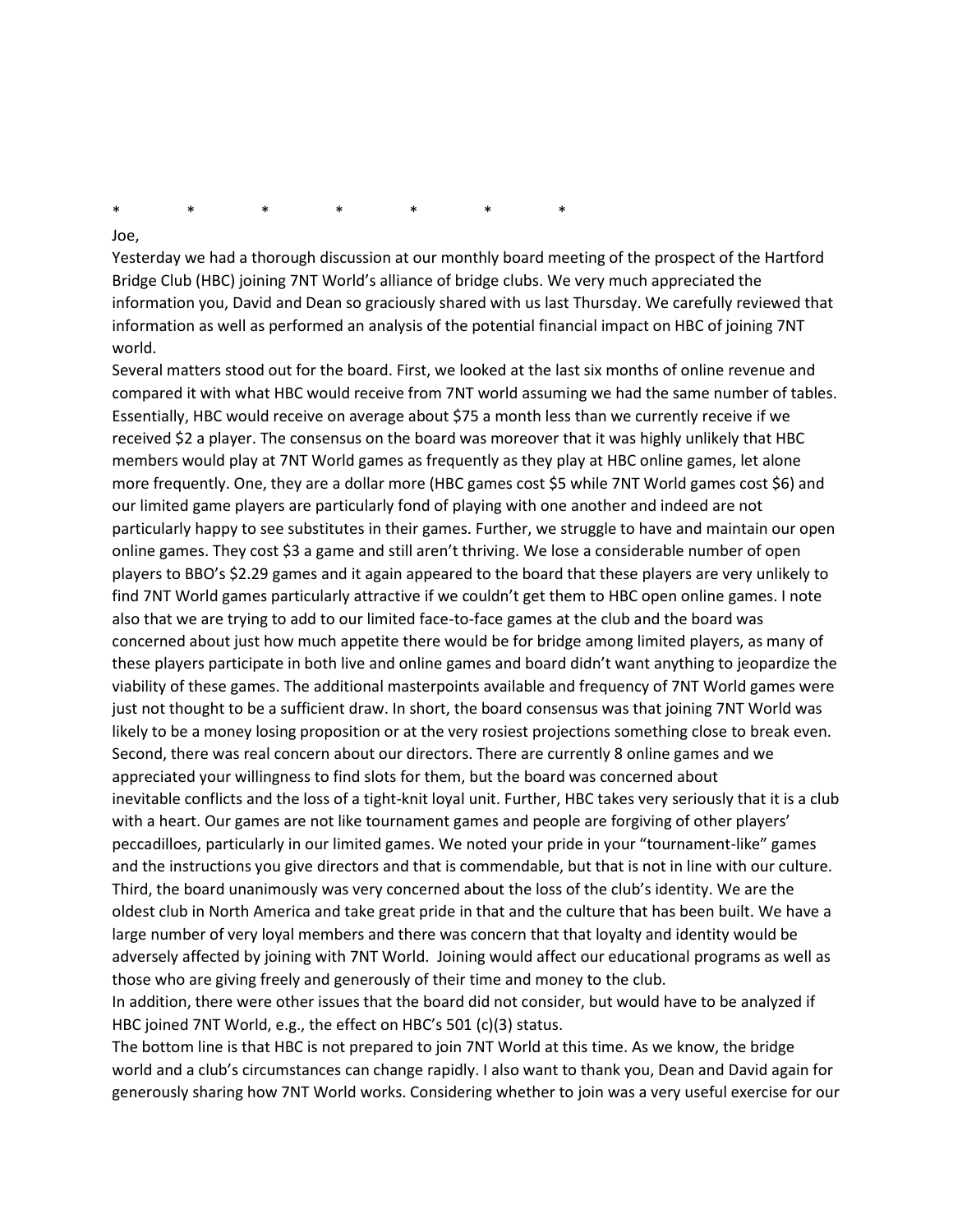\*           \*           \*           \*           \*           \*           \*

Joe,

Yesterday we had a thorough discussion at our monthly board meeting of the prospect of the Hartford Bridge Club (HBC) joining 7NT World's alliance of bridge clubs. We very much appreciated the information you, David and Dean so graciously shared with us last Thursday. We carefully reviewed that information as well as performed an analysis of the potential financial impact on HBC of joining 7NT world.

Several matters stood out for the board. First, we looked at the last six months of online revenue and compared it with what HBC would receive from 7NT world assuming we had the same number of tables. Essentially, HBC would receive on average about $75 a month less than we currently receive if we received $2 a player. The consensus on the board was moreover that it was highly unlikely that HBC members would play at 7NT World games as frequently as they play at HBC online games, let alone more frequently. One, they are a dollar more (HBC games cost $5 while 7NT World games cost $6) and our limited game players are particularly fond of playing with one another and indeed are not particularly happy to see substitutes in their games. Further, we struggle to have and maintain our open online games. They cost $3 a game and still aren't thriving. We lose a considerable number of open players to BBO's $2.29 games and it again appeared to the board that these players are very unlikely to find 7NT World games particularly attractive if we couldn't get them to HBC open online games. I note also that we are trying to add to our limited face-to-face games at the club and the board was concerned about just how much appetite there would be for bridge among limited players, as many of these players participate in both live and online games and board didn't want anything to jeopardize the viability of these games. The additional masterpoints available and frequency of 7NT World games were just not thought to be a sufficient draw. In short, the board consensus was that joining 7NT World was likely to be a money losing proposition or at the very rosiest projections something close to break even.

Second, there was real concern about our directors. There are currently 8 online games and we appreciated your willingness to find slots for them, but the board was concerned about inevitable conflicts and the loss of a tight-knit loyal unit. Further, HBC takes very seriously that it is a club with a heart. Our games are not like tournament games and people are forgiving of other players' peccadilloes, particularly in our limited games. We noted your pride in your "tournament-like" games and the instructions you give directors and that is commendable, but that is not in line with our culture.

Third, the board unanimously was very concerned about the loss of the club's identity. We are the oldest club in North America and take great pride in that and the culture that has been built. We have a large number of very loyal members and there was concern that that loyalty and identity would be adversely affected by joining with 7NT World. Joining would affect our educational programs as well as those who are giving freely and generously of their time and money to the club.

In addition, there were other issues that the board did not consider, but would have to be analyzed if HBC joined 7NT World, e.g., the effect on HBC's 501 (c)(3) status.

The bottom line is that HBC is not prepared to join 7NT World at this time. As we know, the bridge world and a club's circumstances can change rapidly. I also want to thank you, Dean and David again for generously sharing how 7NT World works. Considering whether to join was a very useful exercise for our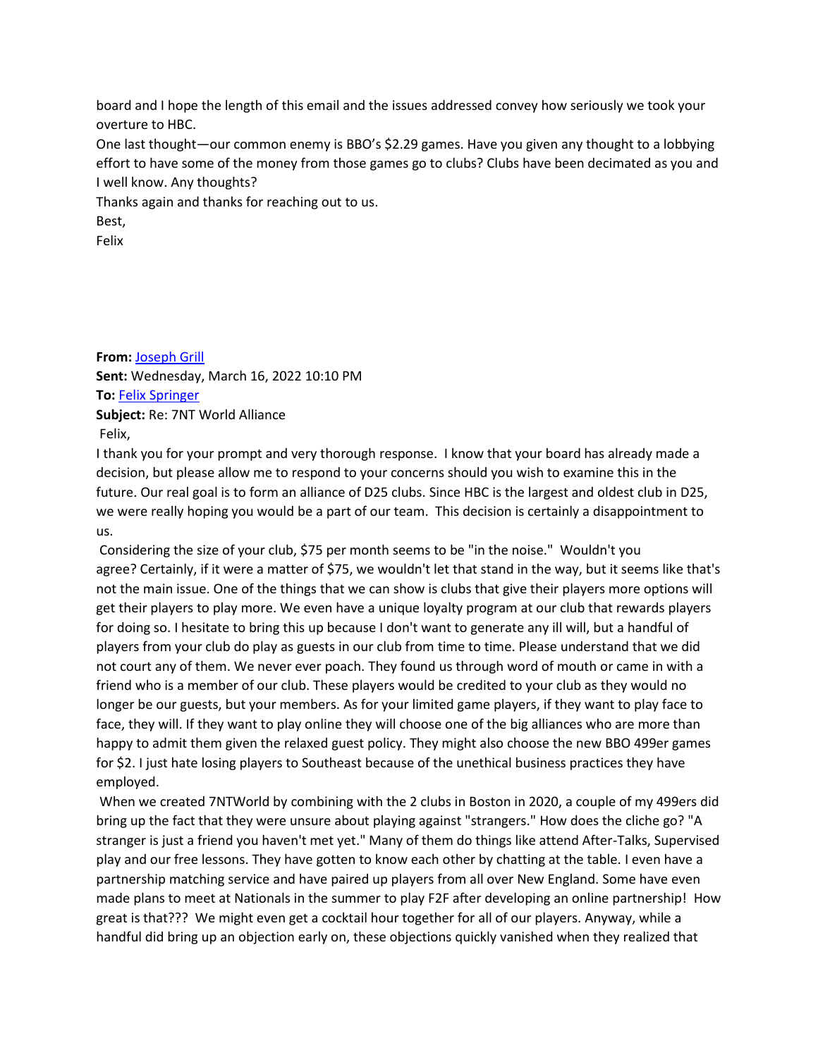board and I hope the length of this email and the issues addressed convey how seriously we took your overture to HBC.

One last thought—our common enemy is BBO's $2.29 games. Have you given any thought to a lobbying effort to have some of the money from those games go to clubs? Clubs have been decimated as you and I well know. Any thoughts?

Thanks again and thanks for reaching out to us.

Best,

Felix

**From:** [Joseph Grill]()
**Sent:** Wednesday, March 16, 2022 10:10 PM
**To:** [Felix Springer]()
**Subject:** Re: 7NT World Alliance

Felix,

I thank you for your prompt and very thorough response. I know that your board has already made a decision, but please allow me to respond to your concerns should you wish to examine this in the future. Our real goal is to form an alliance of D25 clubs. Since HBC is the largest and oldest club in D25, we were really hoping you would be a part of our team. This decision is certainly a disappointment to us.

Considering the size of your club, $75 per month seems to be "in the noise." Wouldn't you agree? Certainly, if it were a matter of $75, we wouldn't let that stand in the way, but it seems like that's not the main issue. One of the things that we can show is clubs that give their players more options will get their players to play more. We even have a unique loyalty program at our club that rewards players for doing so. I hesitate to bring this up because I don't want to generate any ill will, but a handful of players from your club do play as guests in our club from time to time. Please understand that we did not court any of them. We never ever poach. They found us through word of mouth or came in with a friend who is a member of our club. These players would be credited to your club as they would no longer be our guests, but your members. As for your limited game players, if they want to play face to face, they will. If they want to play online they will choose one of the big alliances who are more than happy to admit them given the relaxed guest policy. They might also choose the new BBO 499er games for $2. I just hate losing players to Southeast because of the unethical business practices they have employed.

When we created 7NTWorld by combining with the 2 clubs in Boston in 2020, a couple of my 499ers did bring up the fact that they were unsure about playing against "strangers." How does the cliche go? "A stranger is just a friend you haven't met yet." Many of them do things like attend After-Talks, Supervised play and our free lessons. They have gotten to know each other by chatting at the table. I even have a partnership matching service and have paired up players from all over New England. Some have even made plans to meet at Nationals in the summer to play F2F after developing an online partnership! How great is that??? We might even get a cocktail hour together for all of our players. Anyway, while a handful did bring up an objection early on, these objections quickly vanished when they realized that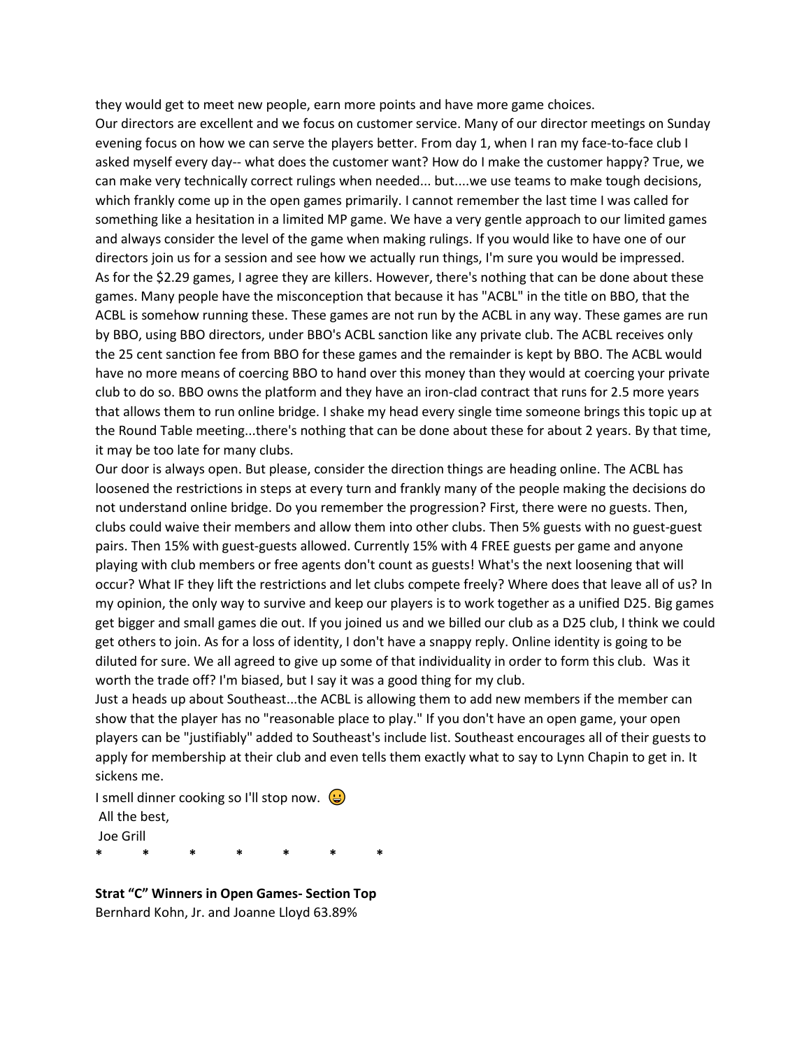they would get to meet new people, earn more points and have more game choices.

Our directors are excellent and we focus on customer service. Many of our director meetings on Sunday evening focus on how we can serve the players better. From day 1, when I ran my face-to-face club I asked myself every day-- what does the customer want? How do I make the customer happy? True, we can make very technically correct rulings when needed... but....we use teams to make tough decisions, which frankly come up in the open games primarily. I cannot remember the last time I was called for something like a hesitation in a limited MP game. We have a very gentle approach to our limited games and always consider the level of the game when making rulings. If you would like to have one of our directors join us for a session and see how we actually run things, I'm sure you would be impressed.

As for the $2.29 games, I agree they are killers. However, there's nothing that can be done about these games. Many people have the misconception that because it has "ACBL" in the title on BBO, that the ACBL is somehow running these. These games are not run by the ACBL in any way. These games are run by BBO, using BBO directors, under BBO's ACBL sanction like any private club. The ACBL receives only the 25 cent sanction fee from BBO for these games and the remainder is kept by BBO. The ACBL would have no more means of coercing BBO to hand over this money than they would at coercing your private club to do so. BBO owns the platform and they have an iron-clad contract that runs for 2.5 more years that allows them to run online bridge. I shake my head every single time someone brings this topic up at the Round Table meeting...there's nothing that can be done about these for about 2 years. By that time, it may be too late for many clubs.

Our door is always open. But please, consider the direction things are heading online. The ACBL has loosened the restrictions in steps at every turn and frankly many of the people making the decisions do not understand online bridge. Do you remember the progression? First, there were no guests. Then, clubs could waive their members and allow them into other clubs. Then 5% guests with no guest-guest pairs. Then 15% with guest-guests allowed. Currently 15% with 4 FREE guests per game and anyone playing with club members or free agents don't count as guests! What's the next loosening that will occur? What IF they lift the restrictions and let clubs compete freely? Where does that leave all of us? In my opinion, the only way to survive and keep our players is to work together as a unified D25. Big games get bigger and small games die out. If you joined us and we billed our club as a D25 club, I think we could get others to join. As for a loss of identity, I don't have a snappy reply. Online identity is going to be diluted for sure. We all agreed to give up some of that individuality in order to form this club. Was it worth the trade off? I'm biased, but I say it was a good thing for my club.

Just a heads up about Southeast...the ACBL is allowing them to add new members if the member can show that the player has no "reasonable place to play." If you don't have an open game, your open players can be "justifiably" added to Southeast's include list. Southeast encourages all of their guests to apply for membership at their club and even tells them exactly what to say to Lynn Chapin to get in. It sickens me.

I smell dinner cooking so I'll stop now. 😀

All the best,

Joe Grill

\*　　\*　　\*　　\*　　\*　　\*　　\*

**Strat "C" Winners in Open Games- Section Top**

Bernhard Kohn, Jr. and Joanne Lloyd 63.89%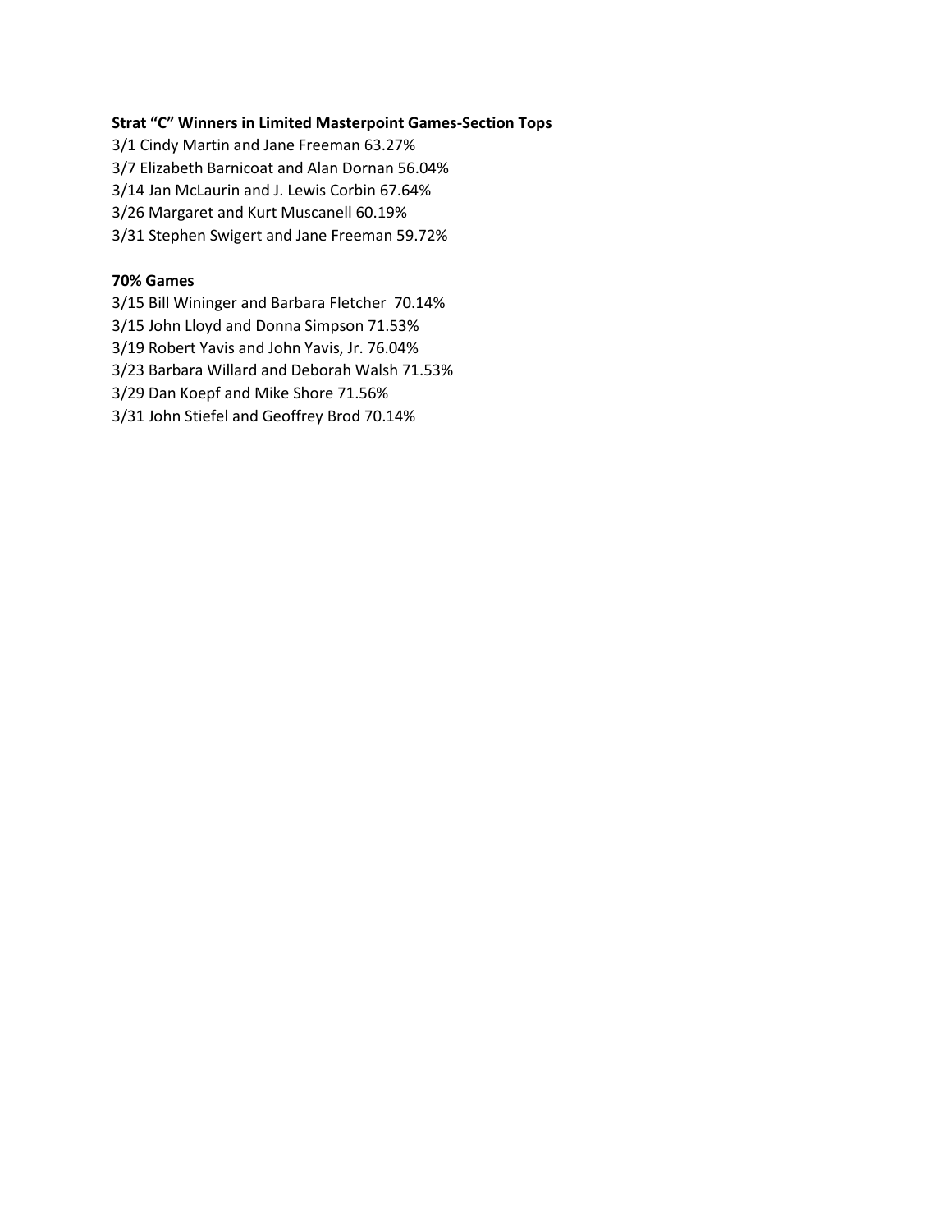**Strat "C" Winners in Limited Masterpoint Games-Section Tops**

3/1 Cindy Martin and Jane Freeman 63.27%
3/7 Elizabeth Barnicoat and Alan Dornan 56.04%
3/14 Jan McLaurin and J. Lewis Corbin 67.64%
3/26 Margaret and Kurt Muscanell 60.19%
3/31 Stephen Swigert and Jane Freeman 59.72%

**70% Games**

3/15 Bill Wininger and Barbara Fletcher 70.14%
3/15 John Lloyd and Donna Simpson 71.53%
3/19 Robert Yavis and John Yavis, Jr. 76.04%
3/23 Barbara Willard and Deborah Walsh 71.53%
3/29 Dan Koepf and Mike Shore 71.56%
3/31 John Stiefel and Geoffrey Brod 70.14%